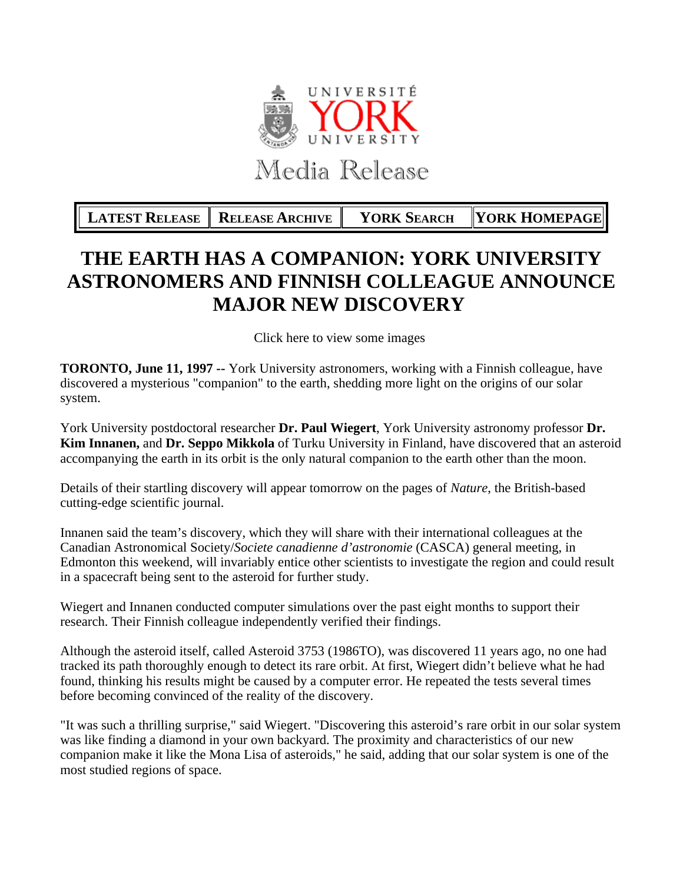UNIVERSITÉ YORK UNIVERSITY

Media Release

| LATEST RELEASE | RELEASE ARCHIVE | YORK SEARCH | YORK HOMEPAGE |
|---|---|---|---|

# THE EARTH HAS A COMPANION: YORK UNIVERSITY ASTRONOMERS AND FINNISH COLLEAGUE ANNOUNCE MAJOR NEW DISCOVERY

Click here to view some images

**TORONTO, June 11, 1997 --** York University astronomers, working with a Finnish colleague, have discovered a mysterious "companion" to the earth, shedding more light on the origins of our solar system.

York University postdoctoral researcher **Dr. Paul Wiegert**, York University astronomy professor **Dr. Kim Innanen,** and **Dr. Seppo Mikkola** of Turku University in Finland, have discovered that an asteroid accompanying the earth in its orbit is the only natural companion to the earth other than the moon.

Details of their startling discovery will appear tomorrow on the pages of *Nature*, the British-based cutting-edge scientific journal.

Innanen said the team's discovery, which they will share with their international colleagues at the Canadian Astronomical Society/*Societe canadienne d'astronomie* (CASCA) general meeting, in Edmonton this weekend, will invariably entice other scientists to investigate the region and could result in a spacecraft being sent to the asteroid for further study.

Wiegert and Innanen conducted computer simulations over the past eight months to support their research. Their Finnish colleague independently verified their findings.

Although the asteroid itself, called Asteroid 3753 (1986TO), was discovered 11 years ago, no one had tracked its path thoroughly enough to detect its rare orbit. At first, Wiegert didn't believe what he had found, thinking his results might be caused by a computer error. He repeated the tests several times before becoming convinced of the reality of the discovery.

"It was such a thrilling surprise," said Wiegert. "Discovering this asteroid's rare orbit in our solar system was like finding a diamond in your own backyard. The proximity and characteristics of our new companion make it like the Mona Lisa of asteroids," he said, adding that our solar system is one of the most studied regions of space.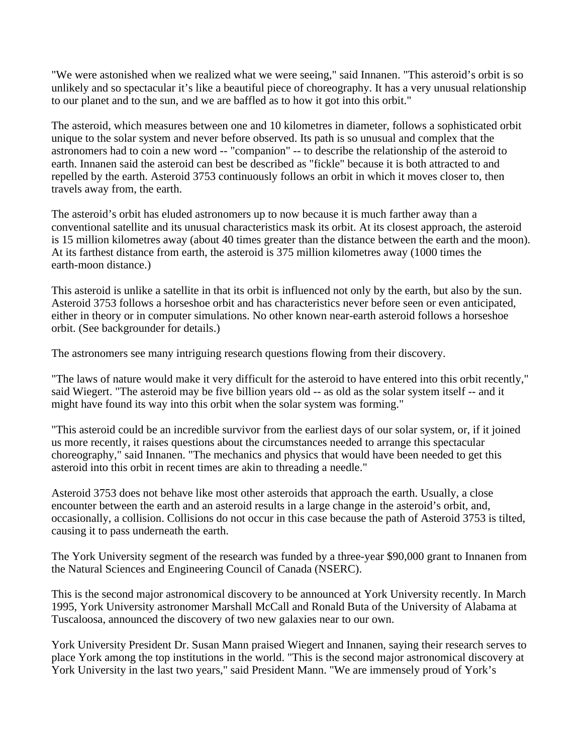"We were astonished when we realized what we were seeing," said Innanen. "This asteroid's orbit is so unlikely and so spectacular it's like a beautiful piece of choreography. It has a very unusual relationship to our planet and to the sun, and we are baffled as to how it got into this orbit."

The asteroid, which measures between one and 10 kilometres in diameter, follows a sophisticated orbit unique to the solar system and never before observed. Its path is so unusual and complex that the astronomers had to coin a new word -- "companion" -- to describe the relationship of the asteroid to earth. Innanen said the asteroid can best be described as "fickle" because it is both attracted to and repelled by the earth. Asteroid 3753 continuously follows an orbit in which it moves closer to, then travels away from, the earth.

The asteroid's orbit has eluded astronomers up to now because it is much farther away than a conventional satellite and its unusual characteristics mask its orbit. At its closest approach, the asteroid is 15 million kilometres away (about 40 times greater than the distance between the earth and the moon). At its farthest distance from earth, the asteroid is 375 million kilometres away (1000 times the earth-moon distance.)

This asteroid is unlike a satellite in that its orbit is influenced not only by the earth, but also by the sun. Asteroid 3753 follows a horseshoe orbit and has characteristics never before seen or even anticipated, either in theory or in computer simulations. No other known near-earth asteroid follows a horseshoe orbit. (See backgrounder for details.)

The astronomers see many intriguing research questions flowing from their discovery.

"The laws of nature would make it very difficult for the asteroid to have entered into this orbit recently," said Wiegert. "The asteroid may be five billion years old -- as old as the solar system itself -- and it might have found its way into this orbit when the solar system was forming."

"This asteroid could be an incredible survivor from the earliest days of our solar system, or, if it joined us more recently, it raises questions about the circumstances needed to arrange this spectacular choreography," said Innanen. "The mechanics and physics that would have been needed to get this asteroid into this orbit in recent times are akin to threading a needle."

Asteroid 3753 does not behave like most other asteroids that approach the earth. Usually, a close encounter between the earth and an asteroid results in a large change in the asteroid's orbit, and, occasionally, a collision. Collisions do not occur in this case because the path of Asteroid 3753 is tilted, causing it to pass underneath the earth.

The York University segment of the research was funded by a three-year $90,000 grant to Innanen from the Natural Sciences and Engineering Council of Canada (NSERC).

This is the second major astronomical discovery to be announced at York University recently. In March 1995, York University astronomer Marshall McCall and Ronald Buta of the University of Alabama at Tuscaloosa, announced the discovery of two new galaxies near to our own.

York University President Dr. Susan Mann praised Wiegert and Innanen, saying their research serves to place York among the top institutions in the world. "This is the second major astronomical discovery at York University in the last two years," said President Mann. "We are immensely proud of York's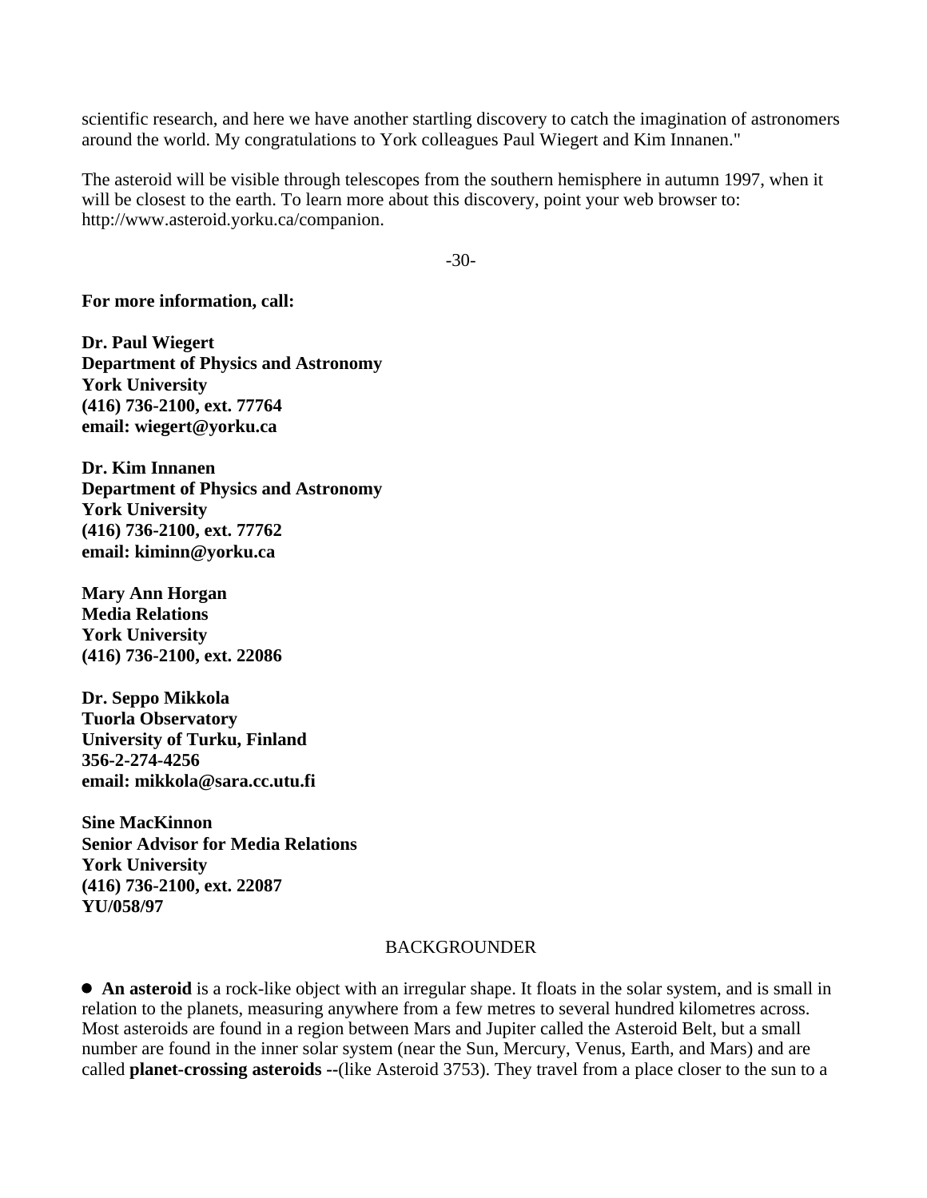scientific research, and here we have another startling discovery to catch the imagination of astronomers around the world. My congratulations to York colleagues Paul Wiegert and Kim Innanen."

The asteroid will be visible through telescopes from the southern hemisphere in autumn 1997, when it will be closest to the earth. To learn more about this discovery, point your web browser to: http://www.asteroid.yorku.ca/companion.

-30-

**For more information, call:**

**Dr. Paul Wiegert**
**Department of Physics and Astronomy**
**York University**
**(416) 736-2100, ext. 77764**
**email: wiegert@yorku.ca**

**Dr. Kim Innanen**
**Department of Physics and Astronomy**
**York University**
**(416) 736-2100, ext. 77762**
**email: kiminn@yorku.ca**

**Mary Ann Horgan**
**Media Relations**
**York University**
**(416) 736-2100, ext. 22086**

**Dr. Seppo Mikkola**
**Tuorla Observatory**
**University of Turku, Finland**
**356-2-274-4256**
**email: mikkola@sara.cc.utu.fi**

**Sine MacKinnon**
**Senior Advisor for Media Relations**
**York University**
**(416) 736-2100, ext. 22087**
**YU/058/97**

## BACKGROUNDER

- **An asteroid** is a rock-like object with an irregular shape. It floats in the solar system, and is small in relation to the planets, measuring anywhere from a few metres to several hundred kilometres across. Most asteroids are found in a region between Mars and Jupiter called the Asteroid Belt, but a small number are found in the inner solar system (near the Sun, Mercury, Venus, Earth, and Mars) and are called **planet-crossing asteroids --**(like Asteroid 3753). They travel from a place closer to the sun to a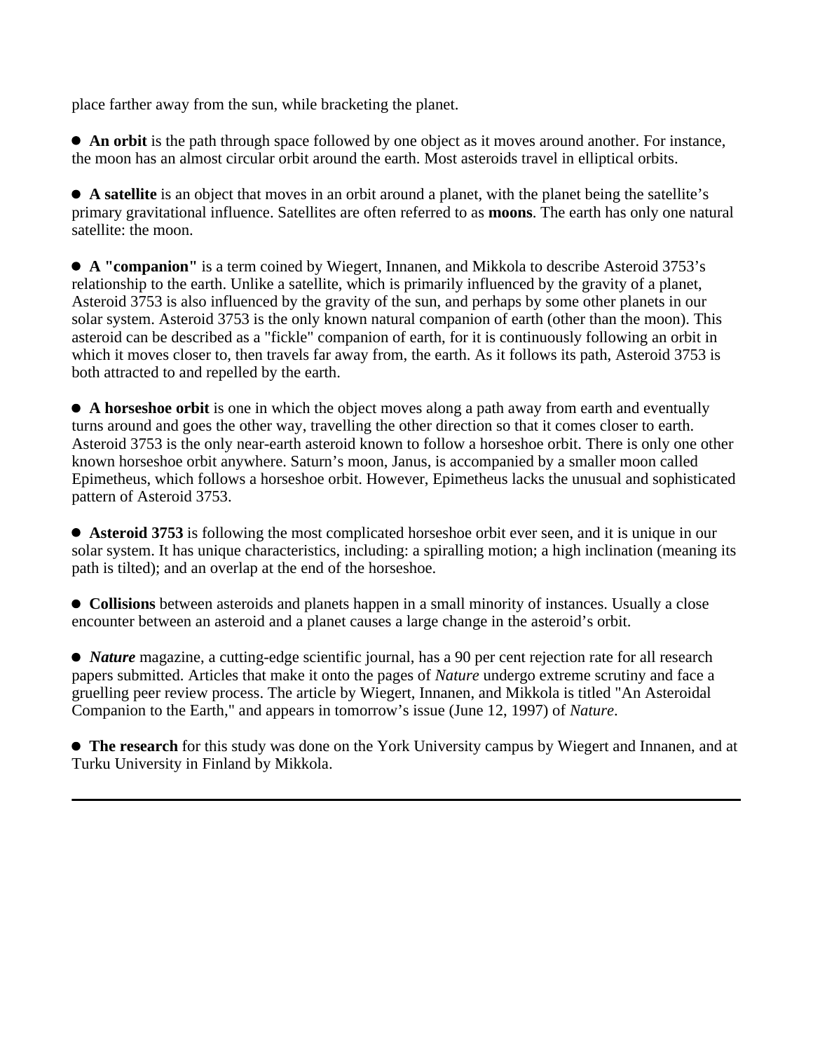place farther away from the sun, while bracketing the planet.

- **An orbit** is the path through space followed by one object as it moves around another. For instance, the moon has an almost circular orbit around the earth. Most asteroids travel in elliptical orbits.

- **A satellite** is an object that moves in an orbit around a planet, with the planet being the satellite's primary gravitational influence. Satellites are often referred to as **moons**. The earth has only one natural satellite: the moon.

- **A "companion"** is a term coined by Wiegert, Innanen, and Mikkola to describe Asteroid 3753's relationship to the earth. Unlike a satellite, which is primarily influenced by the gravity of a planet, Asteroid 3753 is also influenced by the gravity of the sun, and perhaps by some other planets in our solar system. Asteroid 3753 is the only known natural companion of earth (other than the moon). This asteroid can be described as a "fickle" companion of earth, for it is continuously following an orbit in which it moves closer to, then travels far away from, the earth. As it follows its path, Asteroid 3753 is both attracted to and repelled by the earth.

- **A horseshoe orbit** is one in which the object moves along a path away from earth and eventually turns around and goes the other way, travelling the other direction so that it comes closer to earth. Asteroid 3753 is the only near-earth asteroid known to follow a horseshoe orbit. There is only one other known horseshoe orbit anywhere. Saturn's moon, Janus, is accompanied by a smaller moon called Epimetheus, which follows a horseshoe orbit. However, Epimetheus lacks the unusual and sophisticated pattern of Asteroid 3753.

- **Asteroid 3753** is following the most complicated horseshoe orbit ever seen, and it is unique in our solar system. It has unique characteristics, including: a spiralling motion; a high inclination (meaning its path is tilted); and an overlap at the end of the horseshoe.

- **Collisions** between asteroids and planets happen in a small minority of instances. Usually a close encounter between an asteroid and a planet causes a large change in the asteroid's orbit.

- ***Nature*** magazine, a cutting-edge scientific journal, has a 90 per cent rejection rate for all research papers submitted. Articles that make it onto the pages of *Nature* undergo extreme scrutiny and face a gruelling peer review process. The article by Wiegert, Innanen, and Mikkola is titled "An Asteroidal Companion to the Earth," and appears in tomorrow's issue (June 12, 1997) of *Nature*.

- **The research** for this study was done on the York University campus by Wiegert and Innanen, and at Turku University in Finland by Mikkola.

---